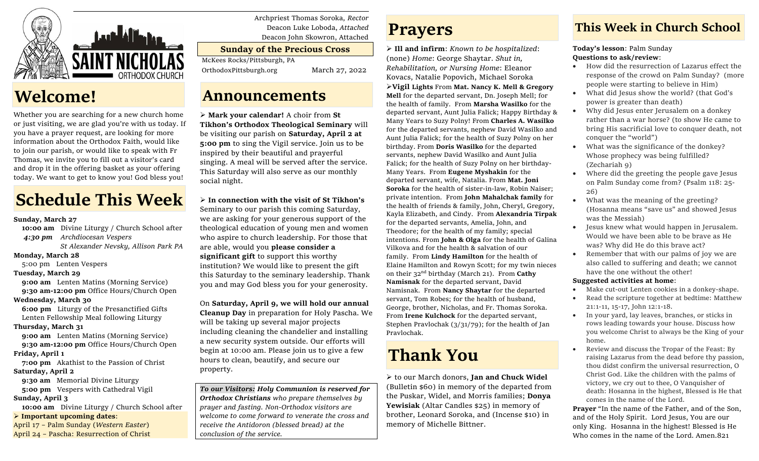Archpriest Thomas Soroka, *Rector*
Deacon Luke Loboda, *Attached*
Deacon John Skowron, Attached

**Sunday of the Precious Cross**

McKees Rocks/Pittsburgh, PA
OrthodoxPittsburgh.org — March 27, 2022

# Welcome!

Whether you are searching for a new church home or just visiting, we are glad you're with us today. If you have a prayer request, are looking for more information about the Orthodox Faith, would like to join our parish, or would like to speak with Fr Thomas, we invite you to fill out a visitor's card and drop it in the offering basket as your offering today. We want to get to know you! God bless you!

# Schedule This Week

**Sunday, March 27**
**10:00 am** Divine Liturgy / Church School after
*4:30 pm Archdiocesan Vespers*
*St Alexander Nevsky, Allison Park PA*

**Monday, March 28**
5:00 pm Lenten Vespers

**Tuesday, March 29**
**9:00 am** Lenten Matins (Morning Service)
**9:30 am-12:00 pm** Office Hours/Church Open

**Wednesday, March 30**
**6:00 pm** Liturgy of the Presanctified Gifts
Lenten Fellowship Meal following Liturgy

**Thursday, March 31**
**9:00 am** Lenten Matins (Morning Service)
**9:30 am-12:00 pm** Office Hours/Church Open

**Friday, April 1**
**7:00 pm** Akathist to the Passion of Christ

**Saturday, April 2**
**9:30 am** Memorial Divine Liturgy
**5:00 pm** Vespers with Cathedral Vigil

**Sunday, April 3**
**10:00 am** Divine Liturgy / Church School after

➢ **Important upcoming dates**:
April 17 – Palm Sunday (*Western Easter*)
April 24 – Pascha: Resurrection of Christ

# Announcements

➢ **Mark your calendar!** A choir from **St Tikhon's Orthodox Theological Seminary** will be visiting our parish on **Saturday, April 2 at 5:00 pm** to sing the Vigil service. Join us to be inspired by their beautiful and prayerful singing. A meal will be served after the service. This Saturday will also serve as our monthly social night.

➢ **In connection with the visit of St Tikhon's** Seminary to our parish this coming Saturday, we are asking for your generous support of the theological education of young men and women who aspire to church leadership. For those that are able, would you **please consider a significant gift** to support this worthy institution? We would like to present the gift this Saturday to the seminary leadership. Thank you and may God bless you for your generosity.

On **Saturday, April 9, we will hold our annual Cleanup Day** in preparation for Holy Pascha. We will be taking up several major projects including cleaning the chandelier and installing a new security system outside. Our efforts will begin at 10:00 am. Please join us to give a few hours to clean, beautify, and secure our property.

***To our Visitors:*** ***Holy Communion is reserved for Orthodox Christians** who prepare themselves by prayer and fasting. Non-Orthodox visitors are welcome to come forward to venerate the cross and receive the Antidoron (blessed bread) at the conclusion of the service.*

# Prayers

➢ **Ill and infirm**: *Known to be hospitalized*: (none) *Home*: George Shaytar. *Shut in, Rehabilitation, or Nursing Home*: Eleanor Kovacs, Natalie Popovich, Michael Soroka

➢**Vigil Lights** From **Mat. Nancy K. Mell & Gregory Mell** for the departed servant, Dn. Joseph Mell; for the health of family. From **Marsha Wasilko** for the departed servant, Aunt Julia Falick; Happy Birthday & Many Years to Suzy Polny! From **Charles A. Wasilko** for the departed servants, nephew David Wasilko and Aunt Julia Falick; for the health of Suzy Polny on her birthday. From **Doris Wasilko** for the departed servants, nephew David Wasilko and Aunt Julia Falick; for the health of Suzy Polny on her birthday-Many Years. From **Eugene Myshakin** for the departed servant, wife, Natalia. From **Mat. Joni Soroka** for the health of sister-in-law, Robin Naiser; private intention. From **John Mahalchak family** for the health of friends & family, John, Cheryl, Gregory, Kayla Elizabeth, and Cindy. From **Alexandria Tirpak** for the departed servants, Amelia, John, and Theodore; for the health of my family; special intentions. From **John & Olga** for the health of Galina Vilkova and for the health & salvation of our family. From **Lindy Hamilton** for the health of Elaine Hamilton and Rowyn Scott; for my twin nieces on their 32nd birthday (March 21). From **Cathy Namisnak** for the departed servant, David Namisnak. From **Nancy Shaytar** for the departed servant, Tom Robes; for the health of husband, George, brother, Nicholas, and Fr. Thomas Soroka. From **Irene Kulchock** for the departed servant, Stephen Pravlochak (3/31/79); for the health of Jan Pravlochak.

# Thank You

➢ to our March donors, **Jan and Chuck Widel** (Bulletin $60) in memory of the departed from the Puskar, Widel, and Morris families; **Donya Yewisiak** (Altar Candles $25) in memory of brother, Leonard Soroka, and (Incense $10) in memory of Michelle Bittner.

# This Week in Church School

**Today's lesson**: Palm Sunday
**Questions to ask/review**:

- How did the resurrection of Lazarus effect the response of the crowd on Palm Sunday? (more people were starting to believe in Him)
- What did Jesus show the world? (that God's power is greater than death)
- Why did Jesus enter Jerusalem on a donkey rather than a war horse? (to show He came to bring His sacrificial love to conquer death, not conquer the "world")
- What was the significance of the donkey? Whose prophecy was being fulfilled? (Zechariah 9)
- Where did the greeting the people gave Jesus on Palm Sunday come from? (Psalm 118: 25-26)
- What was the meaning of the greeting? (Hosanna means "save us" and showed Jesus was the Messiah)
- Jesus knew what would happen in Jerusalem. Would we have been able to be brave as He was? Why did He do this brave act?
- Remember that with our palms of joy we are also called to suffering and death; we cannot have the one without the other!

**Suggested activities at home**:

- Make cut-out Lenten cookies in a donkey-shape.
- Read the scripture together at bedtime: Matthew 21:1-11, 15-17, John 12:1-18.
- In your yard, lay leaves, branches, or sticks in rows leading towards your house. Discuss how you welcome Christ to always be the King of your home.
- Review and discuss the Tropar of the Feast: By raising Lazarus from the dead before thy passion, thou didst confirm the universal resurrection, O Christ God. Like the children with the palms of victory, we cry out to thee, O Vanquisher of death: Hosanna in the highest, Blessed is He that comes in the name of the Lord.

**Prayer** "In the name of the Father, and of the Son, and of the Holy Spirit. Lord Jesus, You are our only King. Hosanna in the highest! Blessed is He Who comes in the name of the Lord. Amen.821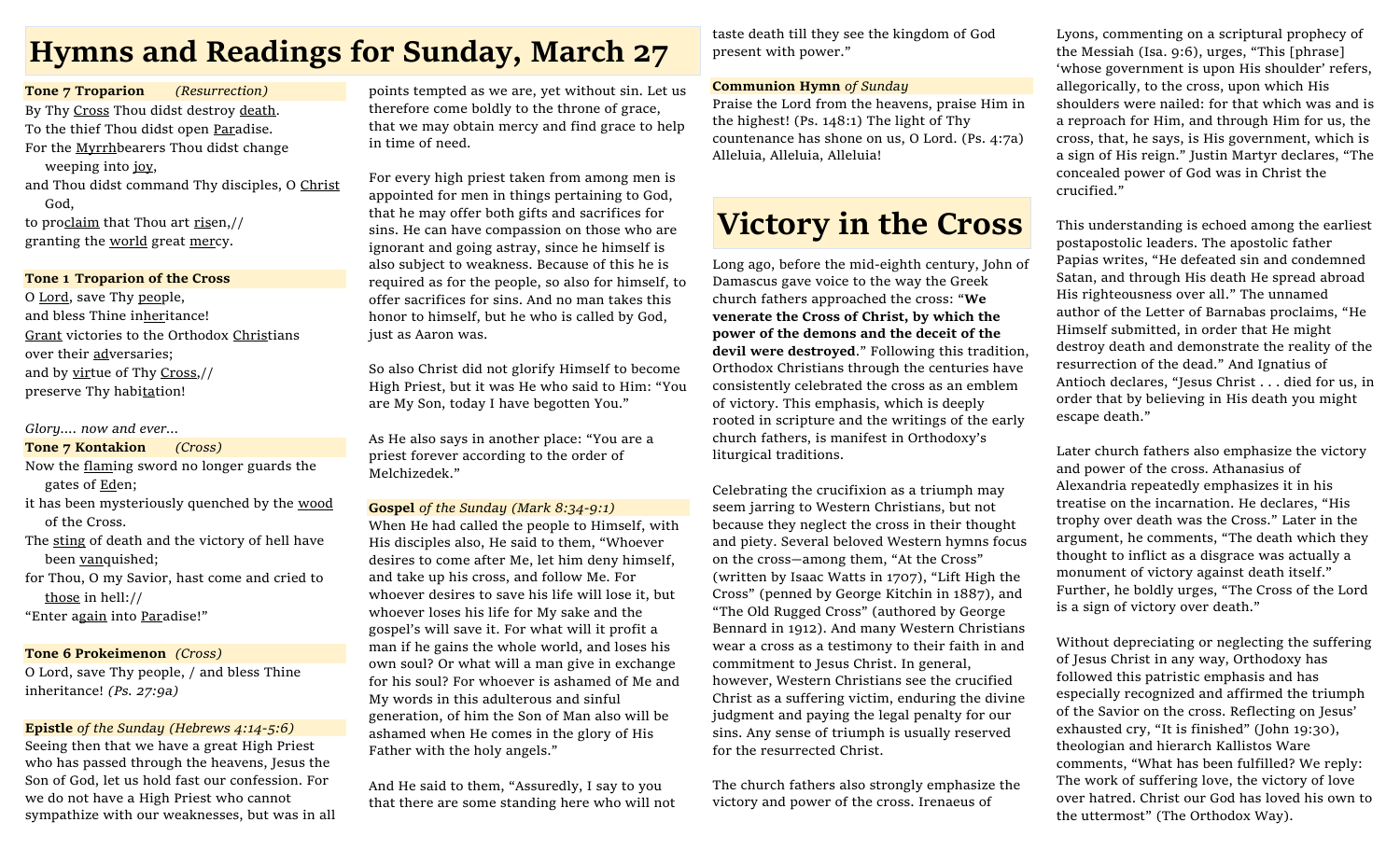# Hymns and Readings for Sunday, March 27

**Tone 7 Troparion** *(Resurrection)*

By Thy Cross Thou didst destroy death.
To the thief Thou didst open Paradise.
For the Myrrhbearers Thou didst change weeping into joy,
and Thou didst command Thy disciples, O Christ God,
to proclaim that Thou art risen,//
granting the world great mercy.

**Tone 1 Troparion of the Cross**

O Lord, save Thy people,
and bless Thine inheritance!
Grant victories to the Orthodox Christians
over their adversaries;
and by virtue of Thy Cross,//
preserve Thy habitation!

*Glory.... now and ever...*

**Tone 7 Kontakion** *(Cross)*

Now the flaming sword no longer guards the gates of Eden;
it has been mysteriously quenched by the wood of the Cross.
The sting of death and the victory of hell have been vanquished;
for Thou, O my Savior, hast come and cried to those in hell://
"Enter again into Paradise!"

**Tone 6 Prokeimenon** *(Cross)*

O Lord, save Thy people, / and bless Thine inheritance! *(Ps. 27:9a)*

**Epistle** *of the Sunday (Hebrews 4:14-5:6)*

Seeing then that we have a great High Priest who has passed through the heavens, Jesus the Son of God, let us hold fast our confession. For we do not have a High Priest who cannot sympathize with our weaknesses, but was in all points tempted as we are, yet without sin. Let us therefore come boldly to the throne of grace, that we may obtain mercy and find grace to help in time of need.

For every high priest taken from among men is appointed for men in things pertaining to God, that he may offer both gifts and sacrifices for sins. He can have compassion on those who are ignorant and going astray, since he himself is also subject to weakness. Because of this he is required as for the people, so also for himself, to offer sacrifices for sins. And no man takes this honor to himself, but he who is called by God, just as Aaron was.

So also Christ did not glorify Himself to become High Priest, but it was He who said to Him: "You are My Son, today I have begotten You."

As He also says in another place: "You are a priest forever according to the order of Melchizedek."

**Gospel** *of the Sunday (Mark 8:34-9:1)*

When He had called the people to Himself, with His disciples also, He said to them, "Whoever desires to come after Me, let him deny himself, and take up his cross, and follow Me. For whoever desires to save his life will lose it, but whoever loses his life for My sake and the gospel's will save it. For what will it profit a man if he gains the whole world, and loses his own soul? Or what will a man give in exchange for his soul? For whoever is ashamed of Me and My words in this adulterous and sinful generation, of him the Son of Man also will be ashamed when He comes in the glory of His Father with the holy angels."

And He said to them, "Assuredly, I say to you that there are some standing here who will not taste death till they see the kingdom of God present with power."

**Communion Hymn** *of Sunday*

Praise the Lord from the heavens, praise Him in the highest! (Ps. 148:1) The light of Thy countenance has shone on us, O Lord. (Ps. 4:7a) Alleluia, Alleluia, Alleluia!

# Victory in the Cross

Long ago, before the mid-eighth century, John of Damascus gave voice to the way the Greek church fathers approached the cross: "**We venerate the Cross of Christ, by which the power of the demons and the deceit of the devil were destroyed**." Following this tradition, Orthodox Christians through the centuries have consistently celebrated the cross as an emblem of victory. This emphasis, which is deeply rooted in scripture and the writings of the early church fathers, is manifest in Orthodoxy's liturgical traditions.

Celebrating the crucifixion as a triumph may seem jarring to Western Christians, but not because they neglect the cross in their thought and piety. Several beloved Western hymns focus on the cross—among them, "At the Cross" (written by Isaac Watts in 1707), "Lift High the Cross" (penned by George Kitchin in 1887), and "The Old Rugged Cross" (authored by George Bennard in 1912). And many Western Christians wear a cross as a testimony to their faith in and commitment to Jesus Christ. In general, however, Western Christians see the crucified Christ as a suffering victim, enduring the divine judgment and paying the legal penalty for our sins. Any sense of triumph is usually reserved for the resurrected Christ.

The church fathers also strongly emphasize the victory and power of the cross. Irenaeus of Lyons, commenting on a scriptural prophecy of the Messiah (Isa. 9:6), urges, "This [phrase] 'whose government is upon His shoulder' refers, allegorically, to the cross, upon which His shoulders were nailed: for that which was and is a reproach for Him, and through Him for us, the cross, that, he says, is His government, which is a sign of His reign." Justin Martyr declares, "The concealed power of God was in Christ the crucified."

This understanding is echoed among the earliest postapostolic leaders. The apostolic father Papias writes, "He defeated sin and condemned Satan, and through His death He spread abroad His righteousness over all." The unnamed author of the Letter of Barnabas proclaims, "He Himself submitted, in order that He might destroy death and demonstrate the reality of the resurrection of the dead." And Ignatius of Antioch declares, "Jesus Christ . . . died for us, in order that by believing in His death you might escape death."

Later church fathers also emphasize the victory and power of the cross. Athanasius of Alexandria repeatedly emphasizes it in his treatise on the incarnation. He declares, "His trophy over death was the Cross." Later in the argument, he comments, "The death which they thought to inflict as a disgrace was actually a monument of victory against death itself." Further, he boldly urges, "The Cross of the Lord is a sign of victory over death."

Without depreciating or neglecting the suffering of Jesus Christ in any way, Orthodoxy has followed this patristic emphasis and has especially recognized and affirmed the triumph of the Savior on the cross. Reflecting on Jesus' exhausted cry, "It is finished" (John 19:30), theologian and hierarch Kallistos Ware comments, "What has been fulfilled? We reply: The work of suffering love, the victory of love over hatred. Christ our God has loved his own to the uttermost" (The Orthodox Way).